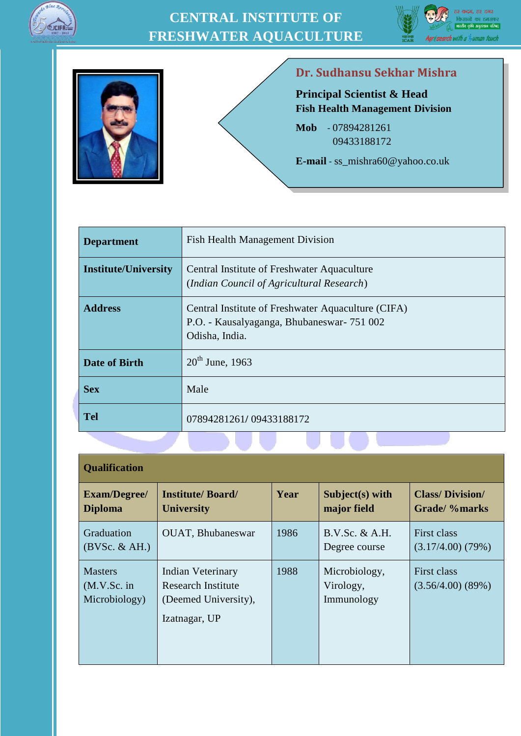# CENTRAL INSTITUTE OF FRESHWATER AQUACULTURE

## Dr. Sudhansu Sekhar Mishra

**Principal Scientist & Head**
**Fish Health Management Division**

**Mob** - 07894281261
09433188172

**E-mail** - ss_mishra60@yahoo.co.uk

| | |
|---|---|
| **Department** | Fish Health Management Division |
| **Institute/University** | Central Institute of Freshwater Aquaculture (*Indian Council of Agricultural Research*) |
| **Address** | Central Institute of Freshwater Aquaculture (CIFA)<br>P.O. - Kausalyaganga, Bhubaneswar- 751 002<br>Odisha, India. |
| **Date of Birth** | 20th June, 1963 |
| **Sex** | Male |
| **Tel** | 07894281261/ 09433188172 |

**Qualification**

| Exam/Degree/ Diploma | Institute/ Board/ University | Year | Subject(s) with major field | Class/ Division/ Grade/ %marks |
|---|---|---|---|---|
| Graduation (BVSc. & AH.) | OUAT, Bhubaneswar | 1986 | B.V.Sc. & A.H. Degree course | First class (3.17/4.00) (79%) |
| Masters (M.V.Sc. in Microbiology) | Indian Veterinary Research Institute (Deemed University), Izatnagar, UP | 1988 | Microbiology, Virology, Immunology | First class (3.56/4.00) (89%) |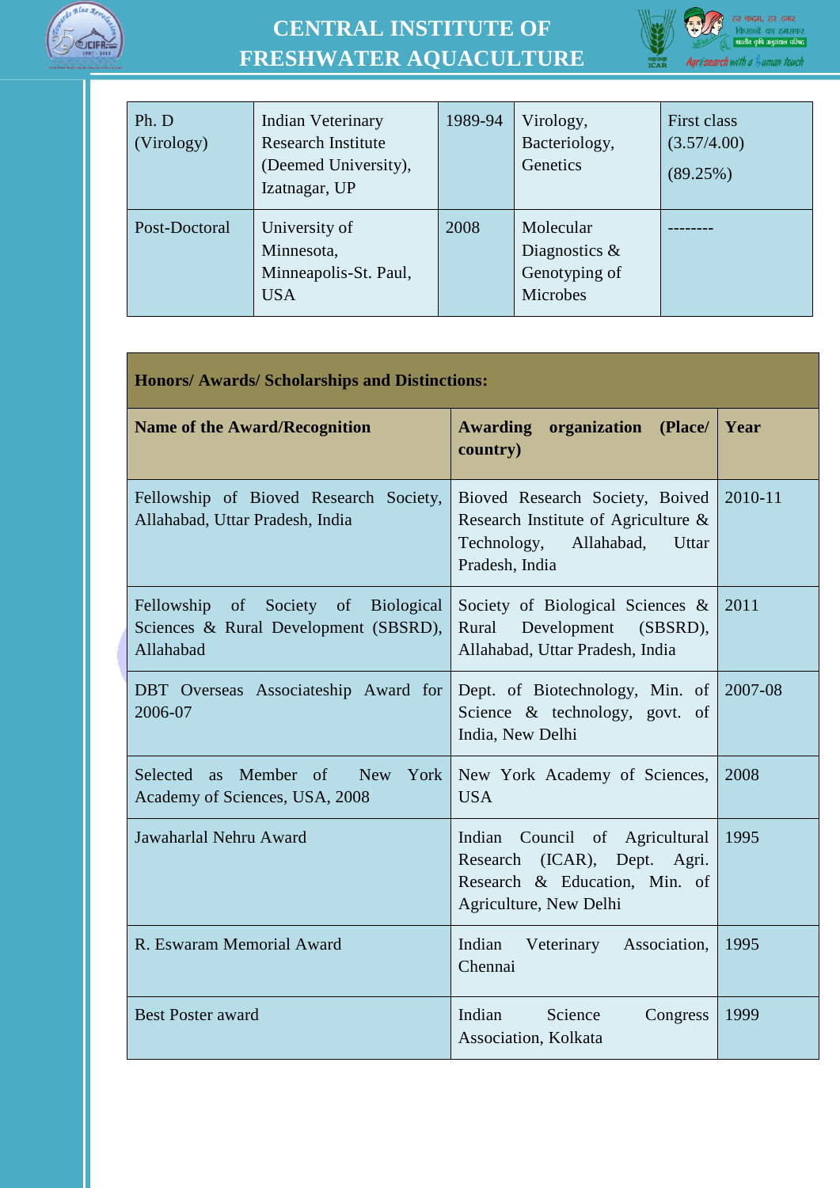| Ph. D (Virology) | Indian Veterinary Research Institute (Deemed University), Izatnagar, UP | 1989-94 | Virology, Bacteriology, Genetics | First class (3.57/4.00) (89.25%) |
|---|---|---|---|---|
| Post-Doctoral | University of Minnesota, Minneapolis-St. Paul, USA | 2008 | Molecular Diagnostics & Genotyping of Microbes | -------- |

| **Honors/ Awards/ Scholarships and Distinctions:** | | |
|---|---|---|
| **Name of the Award/Recognition** | **Awarding organization (Place/ country)** | **Year** |
| Fellowship of Bioved Research Society, Allahabad, Uttar Pradesh, India | Bioved Research Society, Boived Research Institute of Agriculture & Technology, Allahabad, Uttar Pradesh, India | 2010-11 |
| Fellowship of Society of Biological Sciences & Rural Development (SBSRD), Allahabad | Society of Biological Sciences & Rural Development (SBSRD), Allahabad, Uttar Pradesh, India | 2011 |
| DBT Overseas Associateship Award for 2006-07 | Dept. of Biotechnology, Min. of Science & technology, govt. of India, New Delhi | 2007-08 |
| Selected as Member of New York Academy of Sciences, USA, 2008 | New York Academy of Sciences, USA | 2008 |
| Jawaharlal Nehru Award | Indian Council of Agricultural Research (ICAR), Dept. Agri. Research & Education, Min. of Agriculture, New Delhi | 1995 |
| R. Eswaram Memorial Award | Indian Veterinary Association, Chennai | 1995 |
| Best Poster award | Indian Science Congress Association, Kolkata | 1999 |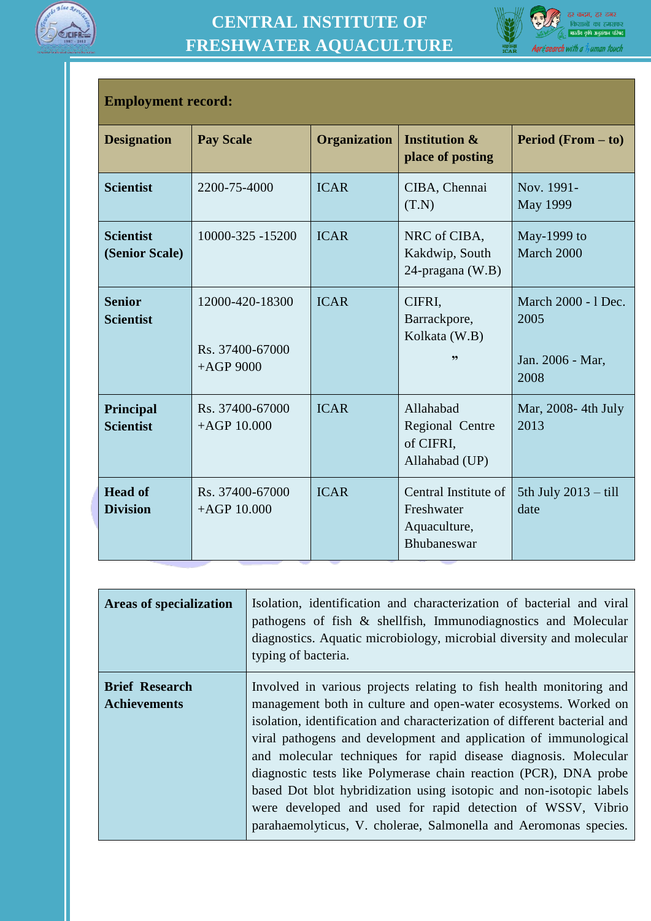| Employment record: | | | | |
|---|---|---|---|---|
| **Designation** | **Pay Scale** | **Organization** | **Institution & place of posting** | **Period (From – to)** |
| **Scientist** | 2200-75-4000 | ICAR | CIBA, Chennai (T.N) | Nov. 1991- May 1999 |
| **Scientist (Senior Scale)** | 10000-325 -15200 | ICAR | NRC of CIBA, Kakdwip, South 24-pragana (W.B) | May-1999 to March 2000 |
| **Senior Scientist** | 12000-420-18300<br><br>Rs. 37400-67000 +AGP 9000 | ICAR | CIFRI, Barrackpore, Kolkata (W.B)<br><br>” | March 2000 - l Dec. 2005<br><br>Jan. 2006 - Mar, 2008 |
| **Principal Scientist** | Rs. 37400-67000 +AGP 10.000 | ICAR | Allahabad Regional Centre of CIFRI, Allahabad (UP) | Mar, 2008- 4th July 2013 |
| **Head of Division** | Rs. 37400-67000 +AGP 10.000 | ICAR | Central Institute of Freshwater Aquaculture, Bhubaneswar | 5th July 2013 – till date |

| **Areas of specialization** | Isolation, identification and characterization of bacterial and viral pathogens of fish & shellfish, Immunodiagnostics and Molecular diagnostics. Aquatic microbiology, microbial diversity and molecular typing of bacteria. |
|---|---|
| **Brief Research Achievements** | Involved in various projects relating to fish health monitoring and management both in culture and open-water ecosystems. Worked on isolation, identification and characterization of different bacterial and viral pathogens and development and application of immunological and molecular techniques for rapid disease diagnosis. Molecular diagnostic tests like Polymerase chain reaction (PCR), DNA probe based Dot blot hybridization using isotopic and non-isotopic labels were developed and used for rapid detection of WSSV, Vibrio parahaemolyticus, V. cholerae, Salmonella and Aeromonas species. |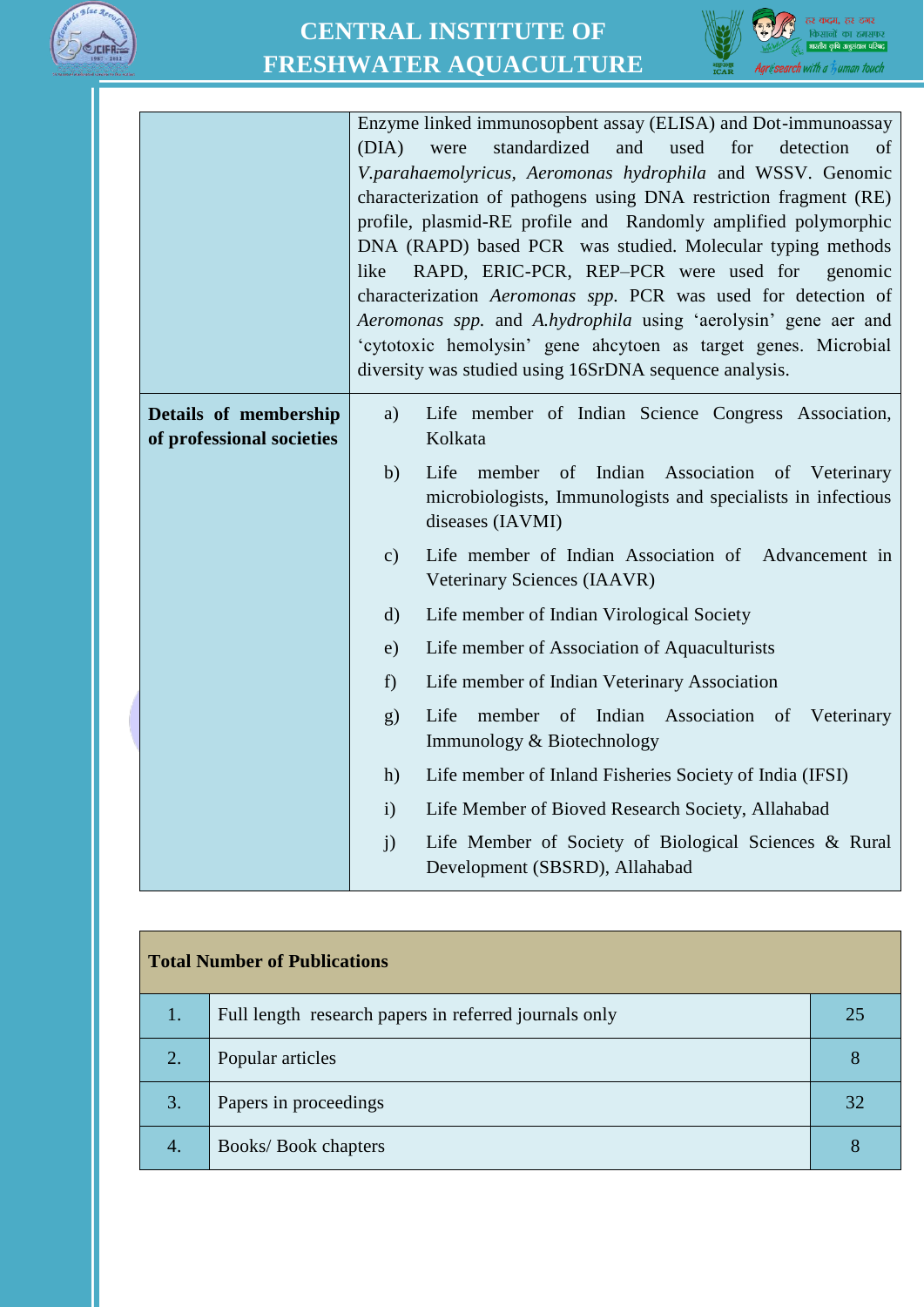| | |
|---|---|
| | Enzyme linked immunosopbent assay (ELISA) and Dot-immunoassay (DIA) were standardized and used for detection of *V.parahaemolyricus*, *Aeromonas hydrophila* and WSSV. Genomic characterization of pathogens using DNA restriction fragment (RE) profile, plasmid-RE profile and Randomly amplified polymorphic DNA (RAPD) based PCR was studied. Molecular typing methods like RAPD, ERIC-PCR, REP–PCR were used for genomic characterization *Aeromonas spp.* PCR was used for detection of *Aeromonas spp.* and *A.hydrophila* using 'aerolysin' gene aer and 'cytotoxic hemolysin' gene ahcytoen as target genes. Microbial diversity was studied using 16SrDNA sequence analysis. |
| **Details of membership of professional societies** | a) Life member of Indian Science Congress Association, Kolkata<br>b) Life member of Indian Association of Veterinary microbiologists, Immunologists and specialists in infectious diseases (IAVMI)<br>c) Life member of Indian Association of Advancement in Veterinary Sciences (IAAVR)<br>d) Life member of Indian Virological Society<br>e) Life member of Association of Aquaculturists<br>f) Life member of Indian Veterinary Association<br>g) Life member of Indian Association of Veterinary Immunology & Biotechnology<br>h) Life member of Inland Fisheries Society of India (IFSI)<br>i) Life Member of Bioved Research Society, Allahabad<br>j) Life Member of Society of Biological Sciences & Rural Development (SBSRD), Allahabad |

| **Total Number of Publications** | | |
|---|---|---|
| 1. | Full length research papers in referred journals only | 25 |
| 2. | Popular articles | 8 |
| 3. | Papers in proceedings | 32 |
| 4. | Books/ Book chapters | 8 |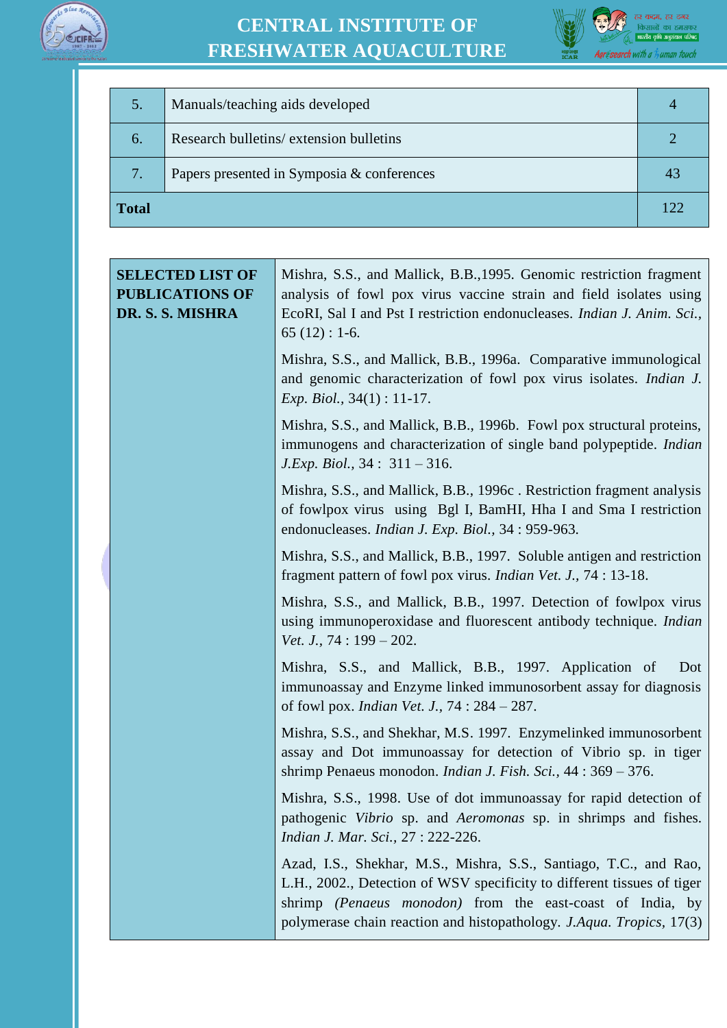| 5. | Manuals/teaching aids developed | 4 |
|---|---|---|
| 6. | Research bulletins/ extension bulletins | 2 |
| 7. | Papers presented in Symposia & conferences | 43 |
| **Total** | | 122 |

| **SELECTED LIST OF PUBLICATIONS OF DR. S. S. MISHRA** | Mishra, S.S., and Mallick, B.B.,1995. Genomic restriction fragment analysis of fowl pox virus vaccine strain and field isolates using EcoRI, Sal I and Pst I restriction endonucleases. *Indian J. Anim. Sci.*, 65 (12) : 1-6. |
|---|---|
| | Mishra, S.S., and Mallick, B.B., 1996a. Comparative immunological and genomic characterization of fowl pox virus isolates. *Indian J. Exp. Biol.*, 34(1) : 11-17. |
| | Mishra, S.S., and Mallick, B.B., 1996b. Fowl pox structural proteins, immunogens and characterization of single band polypeptide. *Indian J.Exp. Biol.*, 34 : 311 – 316. |
| | Mishra, S.S., and Mallick, B.B., 1996c . Restriction fragment analysis of fowlpox virus using Bgl I, BamHI, Hha I and Sma I restriction endonucleases. *Indian J. Exp. Biol.*, 34 : 959-963. |
| | Mishra, S.S., and Mallick, B.B., 1997. Soluble antigen and restriction fragment pattern of fowl pox virus. *Indian Vet. J.*, 74 : 13-18. |
| | Mishra, S.S., and Mallick, B.B., 1997. Detection of fowlpox virus using immunoperoxidase and fluorescent antibody technique. *Indian Vet. J.*, 74 : 199 – 202. |
| | Mishra, S.S., and Mallick, B.B., 1997. Application of Dot immunoassay and Enzyme linked immunosorbent assay for diagnosis of fowl pox. *Indian Vet. J.*, 74 : 284 – 287. |
| | Mishra, S.S., and Shekhar, M.S. 1997. Enzymelinked immunosorbent assay and Dot immunoassay for detection of Vibrio sp. in tiger shrimp Penaeus monodon. *Indian J. Fish. Sci.*, 44 : 369 – 376. |
| | Mishra, S.S., 1998. Use of dot immunoassay for rapid detection of pathogenic *Vibrio* sp. and *Aeromonas* sp. in shrimps and fishes. *Indian J. Mar. Sci.*, 27 : 222-226. |
| | Azad, I.S., Shekhar, M.S., Mishra, S.S., Santiago, T.C., and Rao, L.H., 2002., Detection of WSV specificity to different tissues of tiger shrimp *(Penaeus monodon)* from the east-coast of India, by polymerase chain reaction and histopathology. *J.Aqua. Tropics*, 17(3) |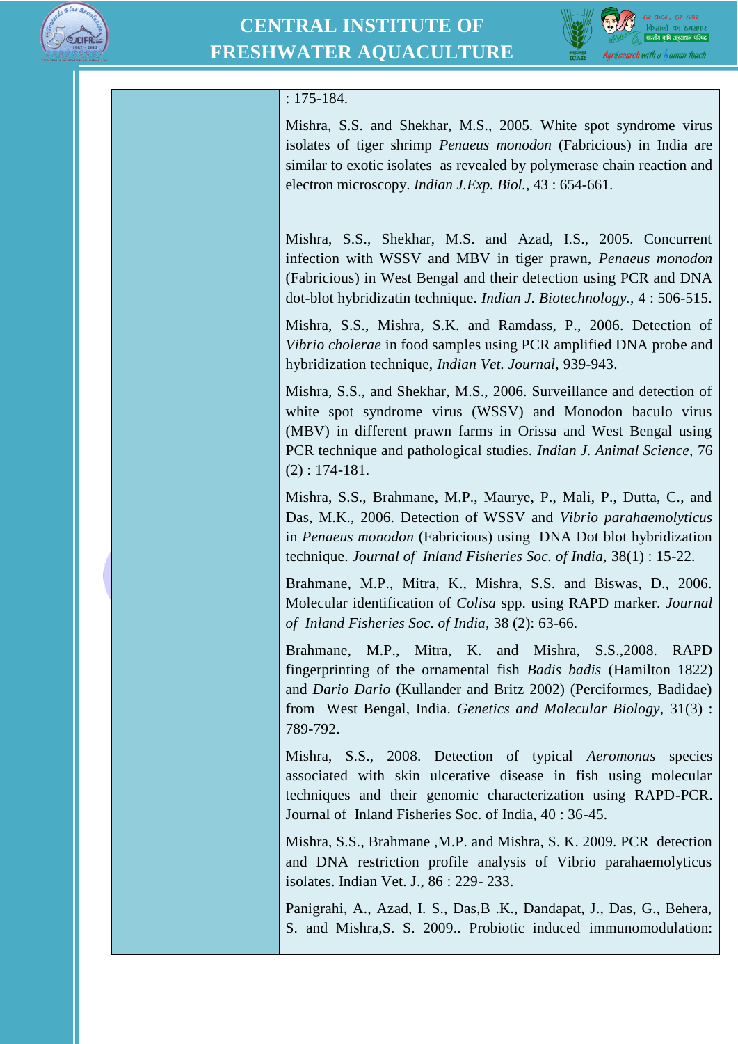: 175-184.

Mishra, S.S. and Shekhar, M.S., 2005. White spot syndrome virus isolates of tiger shrimp *Penaeus monodon* (Fabricious) in India are similar to exotic isolates as revealed by polymerase chain reaction and electron microscopy. *Indian J.Exp. Biol.,* 43 : 654-661.

Mishra, S.S., Shekhar, M.S. and Azad, I.S., 2005. Concurrent infection with WSSV and MBV in tiger prawn, *Penaeus monodon* (Fabricious) in West Bengal and their detection using PCR and DNA dot-blot hybridizatin technique. *Indian J. Biotechnology.,* 4 : 506-515.

Mishra, S.S., Mishra, S.K. and Ramdass, P., 2006. Detection of *Vibrio cholerae* in food samples using PCR amplified DNA probe and hybridization technique, *Indian Vet. Journal,* 939-943.

Mishra, S.S., and Shekhar, M.S., 2006. Surveillance and detection of white spot syndrome virus (WSSV) and Monodon baculo virus (MBV) in different prawn farms in Orissa and West Bengal using PCR technique and pathological studies. *Indian J. Animal Science,* 76 (2) : 174-181.

Mishra, S.S., Brahmane, M.P., Maurye, P., Mali, P., Dutta, C., and Das, M.K., 2006. Detection of WSSV and *Vibrio parahaemolyticus* in *Penaeus monodon* (Fabricious) using DNA Dot blot hybridization technique. *Journal of Inland Fisheries Soc. of India,* 38(1) : 15-22.

Brahmane, M.P., Mitra, K., Mishra, S.S. and Biswas, D., 2006. Molecular identification of *Colisa* spp. using RAPD marker. *Journal of Inland Fisheries Soc. of India,* 38 (2): 63-66.

Brahmane, M.P., Mitra, K. and Mishra, S.S.,2008. RAPD fingerprinting of the ornamental fish *Badis badis* (Hamilton 1822) and *Dario Dario* (Kullander and Britz 2002) (Perciformes, Badidae) from West Bengal, India. *Genetics and Molecular Biology,* 31(3) : 789-792.

Mishra, S.S., 2008. Detection of typical *Aeromonas* species associated with skin ulcerative disease in fish using molecular techniques and their genomic characterization using RAPD-PCR. Journal of Inland Fisheries Soc. of India, 40 : 36-45.

Mishra, S.S., Brahmane ,M.P. and Mishra, S. K. 2009. PCR detection and DNA restriction profile analysis of Vibrio parahaemolyticus isolates. Indian Vet. J., 86 : 229- 233.

Panigrahi, A., Azad, I. S., Das,B .K., Dandapat, J., Das, G., Behera, S. and Mishra,S. S. 2009.. Probiotic induced immunomodulation: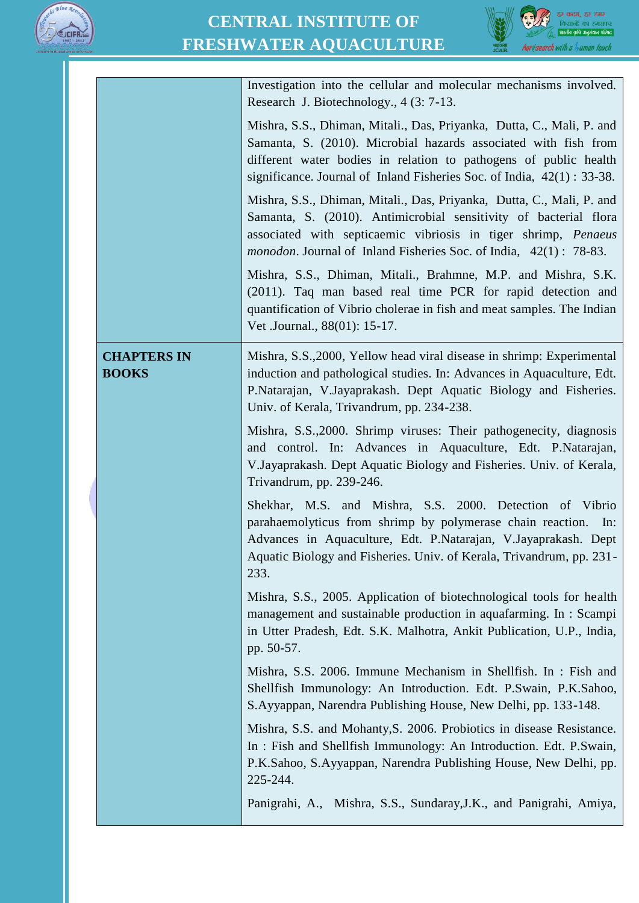| | |
|---|---|
| | Investigation into the cellular and molecular mechanisms involved. Research J. Biotechnology., 4 (3: 7-13.<br><br>Mishra, S.S., Dhiman, Mitali., Das, Priyanka, Dutta, C., Mali, P. and Samanta, S. (2010). Microbial hazards associated with fish from different water bodies in relation to pathogens of public health significance. Journal of Inland Fisheries Soc. of India, 42(1) : 33-38.<br><br>Mishra, S.S., Dhiman, Mitali., Das, Priyanka, Dutta, C., Mali, P. and Samanta, S. (2010). Antimicrobial sensitivity of bacterial flora associated with septicaemic vibriosis in tiger shrimp, *Penaeus monodon*. Journal of Inland Fisheries Soc. of India, 42(1) : 78-83.<br><br>Mishra, S.S., Dhiman, Mitali., Brahmne, M.P. and Mishra, S.K. (2011). Taq man based real time PCR for rapid detection and quantification of Vibrio cholerae in fish and meat samples. The Indian Vet .Journal., 88(01): 15-17. |
| **CHAPTERS IN BOOKS** | Mishra, S.S.,2000, Yellow head viral disease in shrimp: Experimental induction and pathological studies. In: Advances in Aquaculture, Edt. P.Natarajan, V.Jayaprakash. Dept Aquatic Biology and Fisheries. Univ. of Kerala, Trivandrum, pp. 234-238.<br><br>Mishra, S.S.,2000. Shrimp viruses: Their pathogenecity, diagnosis and control. In: Advances in Aquaculture, Edt. P.Natarajan, V.Jayaprakash. Dept Aquatic Biology and Fisheries. Univ. of Kerala, Trivandrum, pp. 239-246.<br><br>Shekhar, M.S. and Mishra, S.S. 2000. Detection of Vibrio parahaemolyticus from shrimp by polymerase chain reaction. In: Advances in Aquaculture, Edt. P.Natarajan, V.Jayaprakash. Dept Aquatic Biology and Fisheries. Univ. of Kerala, Trivandrum, pp. 231-233.<br><br>Mishra, S.S., 2005. Application of biotechnological tools for health management and sustainable production in aquafarming. In : Scampi in Utter Pradesh, Edt. S.K. Malhotra, Ankit Publication, U.P., India, pp. 50-57.<br><br>Mishra, S.S. 2006. Immune Mechanism in Shellfish. In : Fish and Shellfish Immunology: An Introduction. Edt. P.Swain, P.K.Sahoo, S.Ayyappan, Narendra Publishing House, New Delhi, pp. 133-148.<br><br>Mishra, S.S. and Mohanty,S. 2006. Probiotics in disease Resistance. In : Fish and Shellfish Immunology: An Introduction. Edt. P.Swain, P.K.Sahoo, S.Ayyappan, Narendra Publishing House, New Delhi, pp. 225-244.<br><br>Panigrahi, A., Mishra, S.S., Sundaray,J.K., and Panigrahi, Amiya, |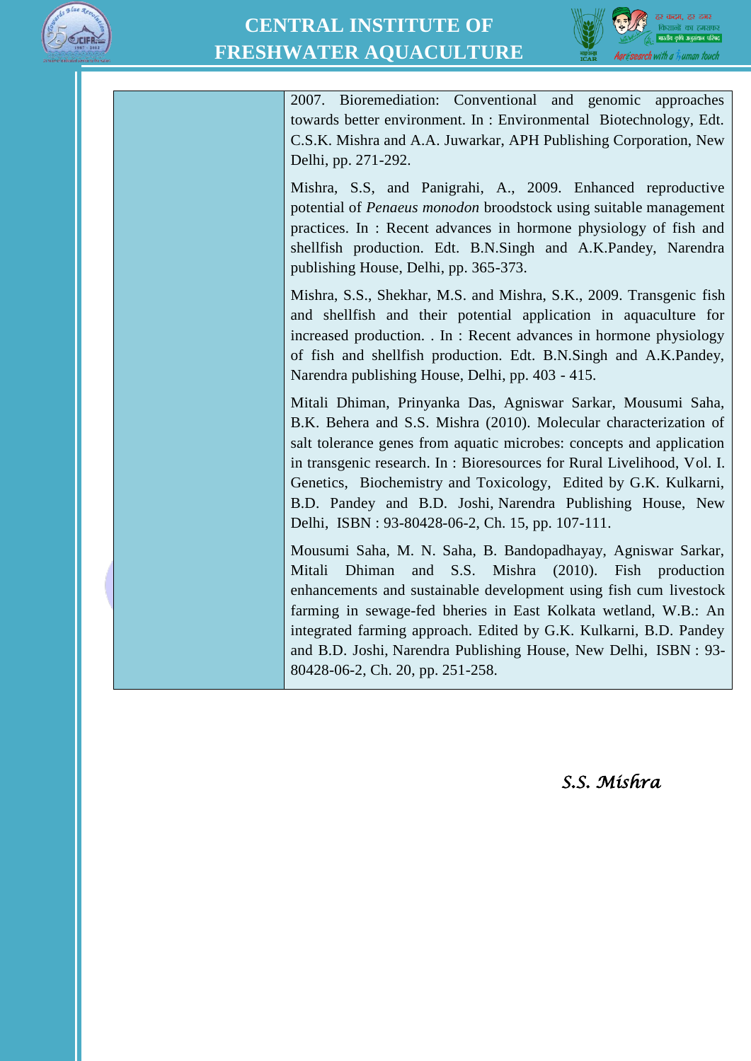| | |
|---|---|
| | 2007. Bioremediation: Conventional and genomic approaches towards better environment. In : Environmental Biotechnology, Edt. C.S.K. Mishra and A.A. Juwarkar, APH Publishing Corporation, New Delhi, pp. 271-292.<br><br>Mishra, S.S, and Panigrahi, A., 2009. Enhanced reproductive potential of *Penaeus monodon* broodstock using suitable management practices. In : Recent advances in hormone physiology of fish and shellfish production. Edt. B.N.Singh and A.K.Pandey, Narendra publishing House, Delhi, pp. 365-373.<br><br>Mishra, S.S., Shekhar, M.S. and Mishra, S.K., 2009. Transgenic fish and shellfish and their potential application in aquaculture for increased production. . In : Recent advances in hormone physiology of fish and shellfish production. Edt. B.N.Singh and A.K.Pandey, Narendra publishing House, Delhi, pp. 403 - 415.<br><br>Mitali Dhiman, Prinyanka Das, Agniswar Sarkar, Mousumi Saha, B.K. Behera and S.S. Mishra (2010). Molecular characterization of salt tolerance genes from aquatic microbes: concepts and application in transgenic research. In : Bioresources for Rural Livelihood, Vol. I. Genetics, Biochemistry and Toxicology, Edited by G.K. Kulkarni, B.D. Pandey and B.D. Joshi, Narendra Publishing House, New Delhi, ISBN : 93-80428-06-2, Ch. 15, pp. 107-111.<br><br>Mousumi Saha, M. N. Saha, B. Bandopadhayay, Agniswar Sarkar, Mitali Dhiman and S.S. Mishra (2010). Fish production enhancements and sustainable development using fish cum livestock farming in sewage-fed bheries in East Kolkata wetland, W.B.: An integrated farming approach. Edited by G.K. Kulkarni, B.D. Pandey and B.D. Joshi, Narendra Publishing House, New Delhi, ISBN : 93-80428-06-2, Ch. 20, pp. 251-258. |

*S.S. Mishra*